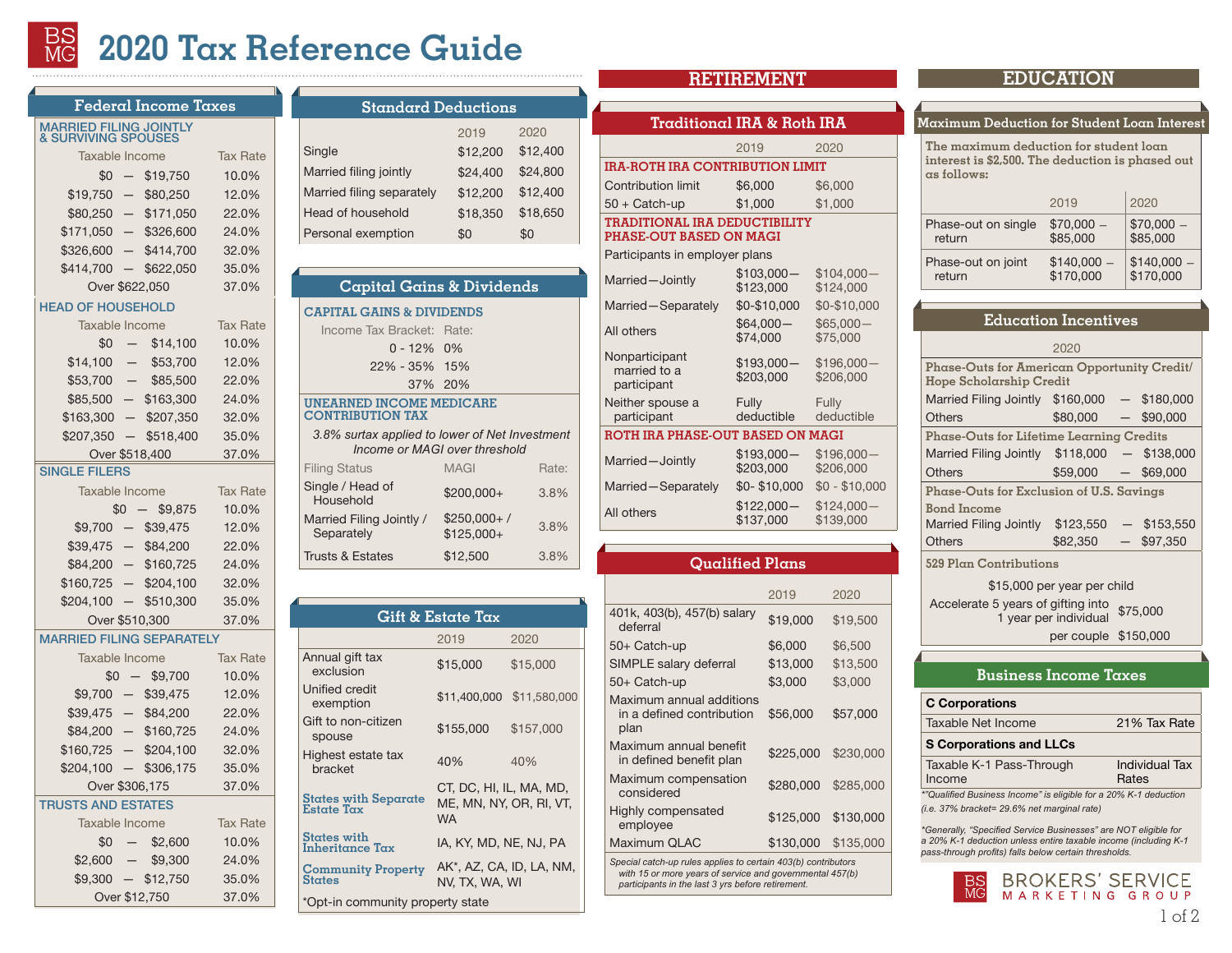# 2020 Tax Reference Guide

## Federal Income Taxes

### MARRIED FILING JOINTLY & SURVIVING SPOUSES

| Taxable Income | Tax Rate |
|---|---|
| $0 — $19,750 | 10.0% |
| $19,750 — $80,250 | 12.0% |
| $80,250 — $171,050 | 22.0% |
| $171,050 — $326,600 | 24.0% |
| $326,600 — $414,700 | 32.0% |
| $414,700 — $622,050 | 35.0% |
| Over $622,050 | 37.0% |

### HEAD OF HOUSEHOLD

| Taxable Income | Tax Rate |
|---|---|
| $0 — $14,100 | 10.0% |
| $14,100 — $53,700 | 12.0% |
| $53,700 — $85,500 | 22.0% |
| $85,500 — $163,300 | 24.0% |
| $163,300 — $207,350 | 32.0% |
| $207,350 — $518,400 | 35.0% |
| Over $518,400 | 37.0% |

### SINGLE FILERS

| Taxable Income | Tax Rate |
|---|---|
| $0 — $9,875 | 10.0% |
| $9,700 — $39,475 | 12.0% |
| $39,475 — $84,200 | 22.0% |
| $84,200 — $160,725 | 24.0% |
| $160,725 — $204,100 | 32.0% |
| $204,100 — $510,300 | 35.0% |
| Over $510,300 | 37.0% |

### MARRIED FILING SEPARATELY

| Taxable Income | Tax Rate |
|---|---|
| $0 — $9,700 | 10.0% |
| $9,700 — $39,475 | 12.0% |
| $39,475 — $84,200 | 22.0% |
| $84,200 — $160,725 | 24.0% |
| $160,725 — $204,100 | 32.0% |
| $204,100 — $306,175 | 35.0% |
| Over $306,175 | 37.0% |

### TRUSTS AND ESTATES

| Taxable Income | Tax Rate |
|---|---|
| $0 — $2,600 | 10.0% |
| $2,600 — $9,300 | 24.0% |
| $9,300 — $12,750 | 35.0% |
| Over $12,750 | 37.0% |

## Standard Deductions

| | 2019 | 2020 |
|---|---|---|
| Single | $12,200 | $12,400 |
| Married filing jointly | $24,400 | $24,800 |
| Married filing separately | $12,200 | $12,400 |
| Head of household | $18,350 | $18,650 |
| Personal exemption | $0 | $0 |

## Capital Gains & Dividends

### CAPITAL GAINS & DIVIDENDS

| Income Tax Bracket: | Rate: |
|---|---|
| 0 - 12% | 0% |
| 22% - 35% | 15% |
| 37% | 20% |

### UNEARNED INCOME MEDICARE CONTRIBUTION TAX

*3.8% surtax applied to lower of Net Investment Income or MAGI over threshold*

| Filing Status | MAGI | Rate: |
|---|---|---|
| Single / Head of Household | $200,000+ | 3.8% |
| Married Filing Jointly / Separately | $250,000+ / $125,000+ | 3.8% |
| Trusts & Estates | $12,500 | 3.8% |

## Gift & Estate Tax

| | 2019 | 2020 |
|---|---|---|
| Annual gift tax exclusion | $15,000 | $15,000 |
| Unified credit exemption | $11,400,000 | $11,580,000 |
| Gift to non-citizen spouse | $155,000 | $157,000 |
| Highest estate tax bracket | 40% | 40% |

**States with Separate Estate Tax:** CT, DC, HI, IL, MA, MD, ME, MN, NY, OR, RI, VT, WA

**States with Inheritance Tax:** IA, KY, MD, NE, NJ, PA

**Community Property States:** AK*, AZ, CA, ID, LA, NM, NV, TX, WA, WI

*Opt-in community property state

# RETIREMENT

## Traditional IRA & Roth IRA

| | 2019 | 2020 |
|---|---|---|
| **IRA-ROTH IRA CONTRIBUTION LIMIT** | | |
| Contribution limit | $6,000 | $6,000 |
| 50 + Catch-up | $1,000 | $1,000 |
| **TRADITIONAL IRA DEDUCTIBILITY PHASE-OUT BASED ON MAGI** | | |
| Participants in employer plans | | |
| Married—Jointly | $103,000—$123,000 | $104,000—$124,000 |
| Married—Separately | $0-$10,000 | $0-$10,000 |
| All others | $64,000—$74,000 | $65,000—$75,000 |
| Nonparticipant married to a participant | $193,000—$203,000 | $196,000—$206,000 |
| Neither spouse a participant | Fully deductible | Fully deductible |
| **ROTH IRA PHASE-OUT BASED ON MAGI** | | |
| Married—Jointly | $193,000—$203,000 | $196,000—$206,000 |
| Married—Separately | $0- $10,000 | $0 - $10,000 |
| All others | $122,000—$137,000 | $124,000—$139,000 |

## Qualified Plans

| | 2019 | 2020 |
|---|---|---|
| 401k, 403(b), 457(b) salary deferral | $19,000 | $19,500 |
| 50+ Catch-up | $6,000 | $6,500 |
| SIMPLE salary deferral | $13,000 | $13,500 |
| 50+ Catch-up | $3,000 | $3,000 |
| Maximum annual additions in a defined contribution plan | $56,000 | $57,000 |
| Maximum annual benefit in defined benefit plan | $225,000 | $230,000 |
| Maximum compensation considered | $280,000 | $285,000 |
| Highly compensated employee | $125,000 | $130,000 |
| Maximum QLAC | $130,000 | $135,000 |

*Special catch-up rules applies to certain 403(b) contributors with 15 or more years of service and governmental 457(b) participants in the last 3 yrs before retirement.*

# EDUCATION

## Maximum Deduction for Student Loan Interest

The maximum deduction for student loan interest is $2,500. The deduction is phased out as follows:

| | 2019 | 2020 |
|---|---|---|
| Phase-out on single return | $70,000 – $85,000 | $70,000 – $85,000 |
| Phase-out on joint return | $140,000 – $170,000 | $140,000 – $170,000 |

## Education Incentives

**2020**

**Phase-Outs for American Opportunity Credit/ Hope Scholarship Credit**

| | |
|---|---|
| Married Filing Jointly | $160,000 — $180,000 |
| Others | $80,000 — $90,000 |

**Phase-Outs for Lifetime Learning Credits**

| | |
|---|---|
| Married Filing Jointly | $118,000 — $138,000 |
| Others | $59,000 — $69,000 |

**Phase-Outs for Exclusion of U.S. Savings Bond Income**

| | |
|---|---|
| Married Filing Jointly | $123,550 — $153,550 |
| Others | $82,350 — $97,350 |

**529 Plan Contributions**

$15,000 per year per child

| | |
|---|---|
| Accelerate 5 years of gifting into 1 year per individual | $75,000 |
| per couple | $150,000 |

## Business Income Taxes

| **C Corporations** | |
|---|---|
| Taxable Net Income | 21% Tax Rate |
| **S Corporations and LLCs** | |
| Taxable K-1 Pass-Through Income | Individual Tax Rates |

*"Qualified Business Income" is eligible for a 20% K-1 deduction (i.e. 37% bracket= 29.6% net marginal rate)*

*Generally, "Specified Service Businesses" are NOT eligible for a 20% K-1 deduction unless entire taxable income (including K-1 pass-through profits) falls below certain thresholds.*

BROKERS' SERVICE MARKETING GROUP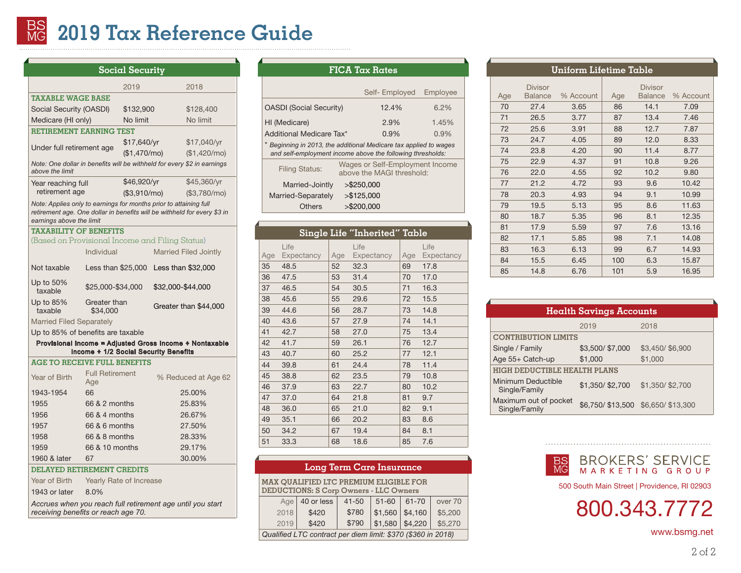# 2019 Tax Reference Guide

## Social Security

| | 2019 | 2018 |
|---|---|---|
| **TAXABLE WAGE BASE** | | |
| Social Security (OASDI) | $132,900 | $128,400 |
| Medicare (HI only) | No limit | No limit |
| **RETIREMENT EARNING TEST** | | |
| Under full retirement age | $17,640/yr ($1,470/mo) | $17,040/yr ($1,420/mo) |

*Note: One dollar in benefits will be withheld for every $2 in earnings above the limit*

| | 2019 | 2018 |
|---|---|---|
| Year reaching full retirement age | $46,920/yr ($3,910/mo) | $45,360/yr ($3,780/mo) |

*Note: Applies only to earnings for months prior to attaining full retirement age. One dollar in benefits will be withheld for every $3 in earnings above the limit*

### TAXABILITY OF BENEFITS

(Based on Provisional Income and Filing Status)

| | Individual | Married Filed Jointly |
|---|---|---|
| Not taxable | Less than $25,000 | Less than $32,000 |
| Up to 50% taxable | $25,000-$34,000 | $32,000-$44,000 |
| Up to 85% taxable | Greater than $34,000 | Greater than $44,000 |

Married Filed Separately

Up to 85% of benefits are taxable

**Provisional Income = Adjusted Gross Income + Nontaxable Income + 1/2 Social Security Benefits**

### AGE TO RECEIVE FULL BENEFITS

| Year of Birth | Full Retirement Age | % Reduced at Age 62 |
|---|---|---|
| 1943-1954 | 66 | 25.00% |
| 1955 | 66 & 2 months | 25.83% |
| 1956 | 66 & 4 months | 26.67% |
| 1957 | 66 & 6 months | 27.50% |
| 1958 | 66 & 8 months | 28.33% |
| 1959 | 66 & 10 months | 29.17% |
| 1960 & later | 67 | 30.00% |

### DELAYED RETIREMENT CREDITS

| Year of Birth | Yearly Rate of Increase |
|---|---|
| 1943 or later | 8.0% |

*Accrues when you reach full retirement age until you start receiving benefits or reach age 70.*

## FICA Tax Rates

| | Self- Employed | Employee |
|---|---|---|
| OASDI (Social Security) | 12.4% | 6.2% |
| HI (Medicare) | 2.9% | 1.45% |
| Additional Medicare Tax* | 0.9% | 0.9% |

*\* Beginning in 2013, the additional Medicare tax applied to wages and self-employment income above the following thresholds:*

| Filing Status: | Wages or Self-Employment Income above the MAGI threshold: |
|---|---|
| Married-Jointly | >$250,000 |
| Married-Separately | >$125,000 |
| Others | >$200,000 |

## Single Life "Inherited" Table

| Age | Life Expectancy | Age | Life Expectancy | Age | Life Expectancy |
|---|---|---|---|---|---|
| 35 | 48.5 | 52 | 32.3 | 69 | 17.8 |
| 36 | 47.5 | 53 | 31.4 | 70 | 17.0 |
| 37 | 46.5 | 54 | 30.5 | 71 | 16.3 |
| 38 | 45.6 | 55 | 29.6 | 72 | 15.5 |
| 39 | 44.6 | 56 | 28.7 | 73 | 14.8 |
| 40 | 43.6 | 57 | 27.9 | 74 | 14.1 |
| 41 | 42.7 | 58 | 27.0 | 75 | 13.4 |
| 42 | 41.7 | 59 | 26.1 | 76 | 12.7 |
| 43 | 40.7 | 60 | 25.2 | 77 | 12.1 |
| 44 | 39.8 | 61 | 24.4 | 78 | 11.4 |
| 45 | 38.8 | 62 | 23.5 | 79 | 10.8 |
| 46 | 37.9 | 63 | 22.7 | 80 | 10.2 |
| 47 | 37.0 | 64 | 21.8 | 81 | 9.7 |
| 48 | 36.0 | 65 | 21.0 | 82 | 9.1 |
| 49 | 35.1 | 66 | 20.2 | 83 | 8.6 |
| 50 | 34.2 | 67 | 19.4 | 84 | 8.1 |
| 51 | 33.3 | 68 | 18.6 | 85 | 7.6 |

## Long Term Care Insurance

**MAX QUALIFIED LTC PREMIUM ELIGIBLE FOR DEDUCTIONS: S Corp Owners - LLC Owners**

| Age | 40 or less | 41-50 | 51-60 | 61-70 | over 70 |
|---|---|---|---|---|---|
| 2018 | $420 | $780 | $1,560 | $4,160 | $5,200 |
| 2019 | $420 | $790 | $1,580 | $4,220 | $5,270 |

*Qualified LTC contract per diem limit: $370 ($360 in 2018)*

## Uniform Lifetime Table

| Age | Divisor Balance | % Account | Age | Divisor Balance | % Account |
|---|---|---|---|---|---|
| 70 | 27.4 | 3.65 | 86 | 14.1 | 7.09 |
| 71 | 26.5 | 3.77 | 87 | 13.4 | 7.46 |
| 72 | 25.6 | 3.91 | 88 | 12.7 | 7.87 |
| 73 | 24.7 | 4.05 | 89 | 12.0 | 8.33 |
| 74 | 23.8 | 4.20 | 90 | 11.4 | 8.77 |
| 75 | 22.9 | 4.37 | 91 | 10.8 | 9.26 |
| 76 | 22.0 | 4.55 | 92 | 10.2 | 9.80 |
| 77 | 21.2 | 4.72 | 93 | 9.6 | 10.42 |
| 78 | 20.3 | 4.93 | 94 | 9.1 | 10.99 |
| 79 | 19.5 | 5.13 | 95 | 8.6 | 11.63 |
| 80 | 18.7 | 5.35 | 96 | 8.1 | 12.35 |
| 81 | 17.9 | 5.59 | 97 | 7.6 | 13.16 |
| 82 | 17.1 | 5.85 | 98 | 7.1 | 14.08 |
| 83 | 16.3 | 6.13 | 99 | 6.7 | 14.93 |
| 84 | 15.5 | 6.45 | 100 | 6.3 | 15.87 |
| 85 | 14.8 | 6.76 | 101 | 5.9 | 16.95 |

## Health Savings Accounts

| | 2019 | 2018 |
|---|---|---|
| **CONTRIBUTION LIMITS** | | |
| Single / Family | $3,500/ $7,000 | $3,450/ $6,900 |
| Age 55+ Catch-up | $1,000 | $1,000 |
| **HIGH DEDUCTIBLE HEALTH PLANS** | | |
| Minimum Deductible Single/Family | $1,350/ $2,700 | $1,350/ $2,700 |
| Maximum out of pocket Single/Family | $6,750/ $13,500 | $6,650/ $13,300 |

BROKERS' SERVICE MARKETING GROUP

500 South Main Street | Providence, RI 02903

800.343.7772

www.bsmg.net